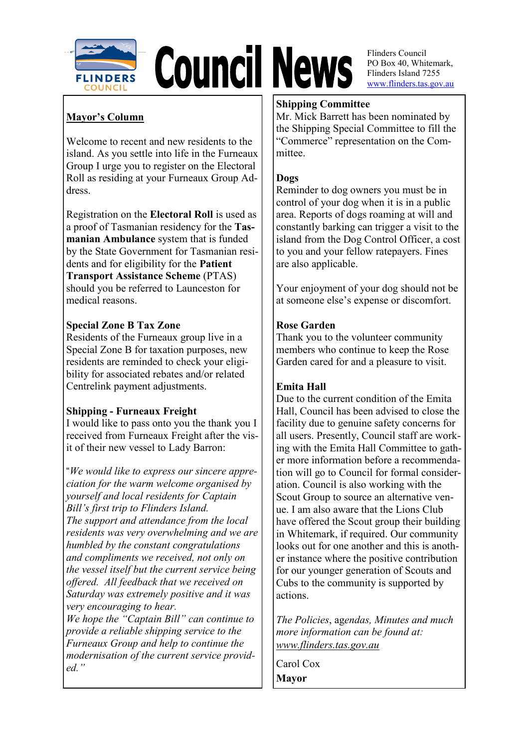# Council News

Flinders Council
PO Box 40, Whitemark,
Flinders Island 7255
www.flinders.tas.gov.au

## Mayor's Column

Welcome to recent and new residents to the island. As you settle into life in the Furneaux Group I urge you to register on the Electoral Roll as residing at your Furneaux Group Address.

Registration on the **Electoral Roll** is used as a proof of Tasmanian residency for the **Tasmanian Ambulance** system that is funded by the State Government for Tasmanian residents and for eligibility for the **Patient Transport Assistance Scheme** (PTAS) should you be referred to Launceston for medical reasons.

**Special Zone B Tax Zone**

Residents of the Furneaux group live in a Special Zone B for taxation purposes, new residents are reminded to check your eligibility for associated rebates and/or related Centrelink payment adjustments.

**Shipping - Furneaux Freight**

I would like to pass onto you the thank you I received from Furneaux Freight after the visit of their new vessel to Lady Barron:

"*We would like to express our sincere appreciation for the warm welcome organised by yourself and local residents for Captain Bill's first trip to Flinders Island.*
*The support and attendance from the local residents was very overwhelming and we are humbled by the constant congratulations and compliments we received, not only on the vessel itself but the current service being offered. All feedback that we received on Saturday was extremely positive and it was very encouraging to hear.*
*We hope the "Captain Bill" can continue to provide a reliable shipping service to the Furneaux Group and help to continue the modernisation of the current service provided.*"

**Shipping Committee**

Mr. Mick Barrett has been nominated by the Shipping Special Committee to fill the "Commerce" representation on the Committee.

**Dogs**

Reminder to dog owners you must be in control of your dog when it is in a public area. Reports of dogs roaming at will and constantly barking can trigger a visit to the island from the Dog Control Officer, a cost to you and your fellow ratepayers. Fines are also applicable.

Your enjoyment of your dog should not be at someone else's expense or discomfort.

**Rose Garden**

Thank you to the volunteer community members who continue to keep the Rose Garden cared for and a pleasure to visit.

**Emita Hall**

Due to the current condition of the Emita Hall, Council has been advised to close the facility due to genuine safety concerns for all users. Presently, Council staff are working with the Emita Hall Committee to gather more information before a recommendation will go to Council for formal consideration. Council is also working with the Scout Group to source an alternative venue. I am also aware that the Lions Club have offered the Scout group their building in Whitemark, if required. Our community looks out for one another and this is another instance where the positive contribution for our younger generation of Scouts and Cubs to the community is supported by actions.

*The Policies*, a*gendas, Minutes and much more information can be found at: www.flinders.tas.gov.au*

Carol Cox
**Mayor**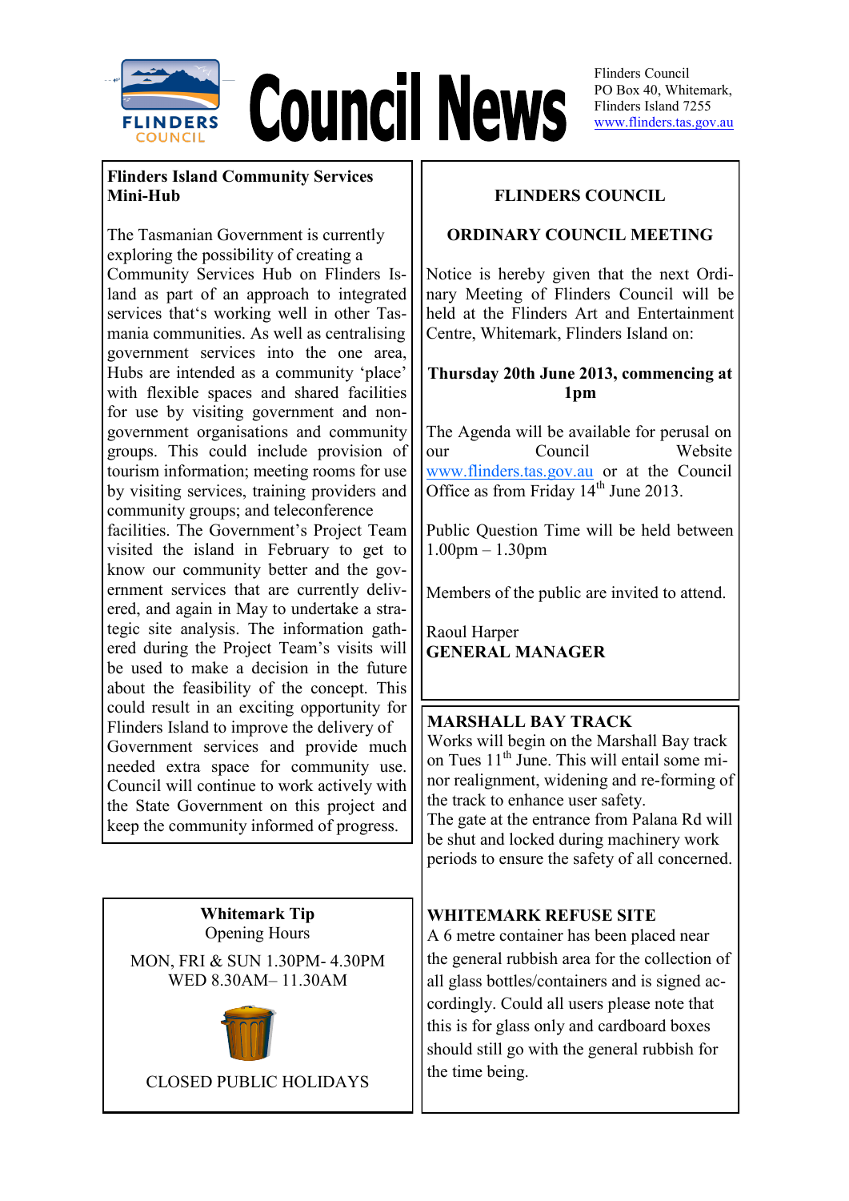# Council News

Flinders Council
PO Box 40, Whitemark,
Flinders Island 7255
www.flinders.tas.gov.au

## Flinders Island Community Services Mini-Hub

The Tasmanian Government is currently exploring the possibility of creating a Community Services Hub on Flinders Island as part of an approach to integrated services that's working well in other Tasmania communities. As well as centralising government services into the one area, Hubs are intended as a community 'place' with flexible spaces and shared facilities for use by visiting government and non-government organisations and community groups. This could include provision of tourism information; meeting rooms for use by visiting services, training providers and community groups; and teleconference facilities. The Government's Project Team visited the island in February to get to know our community better and the government services that are currently delivered, and again in May to undertake a strategic site analysis. The information gathered during the Project Team's visits will be used to make a decision in the future about the feasibility of the concept. This could result in an exciting opportunity for Flinders Island to improve the delivery of Government services and provide much needed extra space for community use. Council will continue to work actively with the State Government on this project and keep the community informed of progress.

## FLINDERS COUNCIL

## ORDINARY COUNCIL MEETING

Notice is hereby given that the next Ordinary Meeting of Flinders Council will be held at the Flinders Art and Entertainment Centre, Whitemark, Flinders Island on:

**Thursday 20th June 2013, commencing at 1pm**

The Agenda will be available for perusal on our Council Website www.flinders.tas.gov.au or at the Council Office as from Friday 14th June 2013.

Public Question Time will be held between 1.00pm – 1.30pm

Members of the public are invited to attend.

Raoul Harper
**GENERAL MANAGER**

## MARSHALL BAY TRACK

Works will begin on the Marshall Bay track on Tues 11th June. This will entail some minor realignment, widening and re-forming of the track to enhance user safety.
The gate at the entrance from Palana Rd will be shut and locked during machinery work periods to ensure the safety of all concerned.

## Whitemark Tip

Opening Hours

MON, FRI & SUN 1.30PM- 4.30PM
WED 8.30AM– 11.30AM

CLOSED PUBLIC HOLIDAYS

## WHITEMARK REFUSE SITE

A 6 metre container has been placed near the general rubbish area for the collection of all glass bottles/containers and is signed accordingly. Could all users please note that this is for glass only and cardboard boxes should still go with the general rubbish for the time being.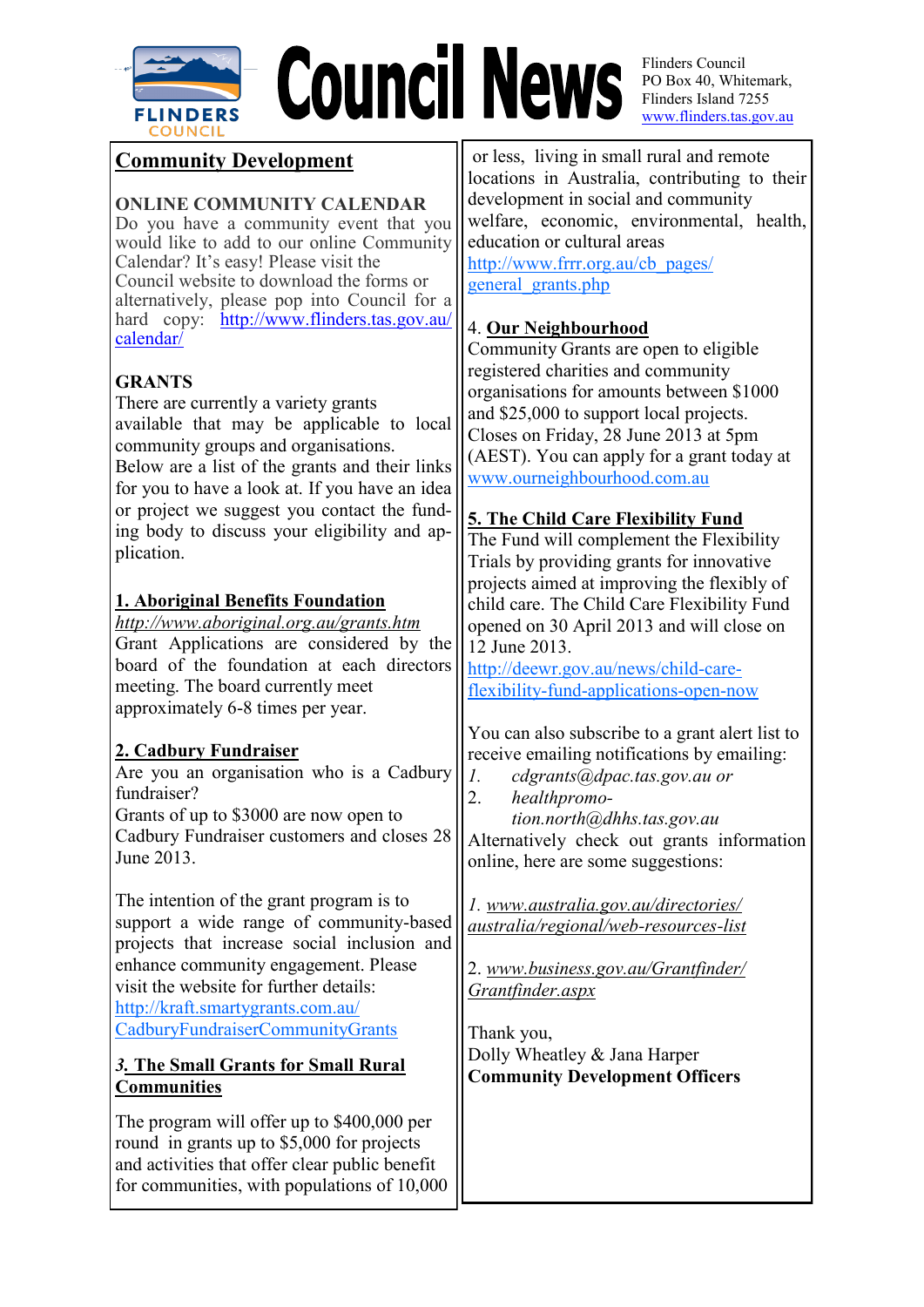# Council News

Flinders Council
PO Box 40, Whitemark,
Flinders Island 7255
www.flinders.tas.gov.au

## Community Development

### ONLINE COMMUNITY CALENDAR

Do you have a community event that you would like to add to our online Community Calendar? It's easy! Please visit the Council website to download the forms or alternatively, please pop into Council for a hard copy: http://www.flinders.tas.gov.au/calendar/

### GRANTS

There are currently a variety grants available that may be applicable to local community groups and organisations.
Below are a list of the grants and their links for you to have a look at. If you have an idea or project we suggest you contact the funding body to discuss your eligibility and application.

**1. Aboriginal Benefits Foundation**

*http://www.aboriginal.org.au/grants.htm*
Grant Applications are considered by the board of the foundation at each directors meeting. The board currently meet approximately 6-8 times per year.

**2. Cadbury Fundraiser**

Are you an organisation who is a Cadbury fundraiser?
Grants of up to $3000 are now open to Cadbury Fundraiser customers and closes 28 June 2013.

The intention of the grant program is to support a wide range of community-based projects that increase social inclusion and enhance community engagement. Please visit the website for further details: http://kraft.smartygrants.com.au/CadburyFundraiserCommunityGrants

***3. The Small Grants for Small Rural Communities***

The program will offer up to $400,000 per round in grants up to $5,000 for projects and activities that offer clear public benefit for communities, with populations of 10,000 or less, living in small rural and remote locations in Australia, contributing to their development in social and community welfare, economic, environmental, health, education or cultural areas
http://www.frrr.org.au/cb_pages/general_grants.php

4. **Our Neighbourhood**

Community Grants are open to eligible registered charities and community organisations for amounts between $1000 and $25,000 to support local projects. Closes on Friday, 28 June 2013 at 5pm (AEST). You can apply for a grant today at www.ourneighbourhood.com.au

**5. The Child Care Flexibility Fund**

The Fund will complement the Flexibility Trials by providing grants for innovative projects aimed at improving the flexibly of child care. The Child Care Flexibility Fund opened on 30 April 2013 and will close on 12 June 2013.
http://deewr.gov.au/news/child-care-flexibility-fund-applications-open-now

You can also subscribe to a grant alert list to receive emailing notifications by emailing:

1. *cdgrants@dpac.tas.gov.au or*
2. *healthpromotion.north@dhhs.tas.gov.au*

Alternatively check out grants information online, here are some suggestions:

1. *www.australia.gov.au/directories/australia/regional/web-resources-list*

2. *www.business.gov.au/Grantfinder/Grantfinder.aspx*

Thank you,
Dolly Wheatley & Jana Harper
**Community Development Officers**